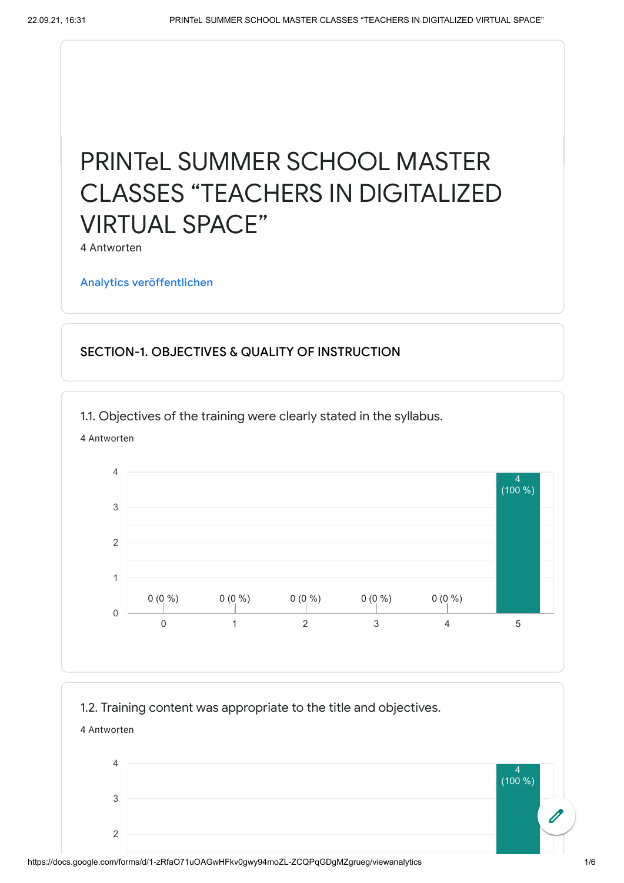# PRINTeL SUMMER SCHOOL MASTER CLASSES "TEACHERS IN DIGITALIZED VIRTUAL SPACE"

4 Antworten

Analytics veröffentlichen

## SECTION-1. OBJECTIVES & QUALITY OF INSTRUCTION

### 1.1. Objectives of the training were clearly stated in the syllabus.

4 Antworten

| Rating | Responses |
|---|---|
| 0 | 0 (0 %) |
| 1 | 0 (0 %) |
| 2 | 0 (0 %) |
| 3 | 0 (0 %) |
| 4 | 0 (0 %) |
| 5 | 4 (100 %) |

### 1.2. Training content was appropriate to the title and objectives.

4 Antworten

| Rating | Responses |
|---|---|
| 5 | 4 (100 %) |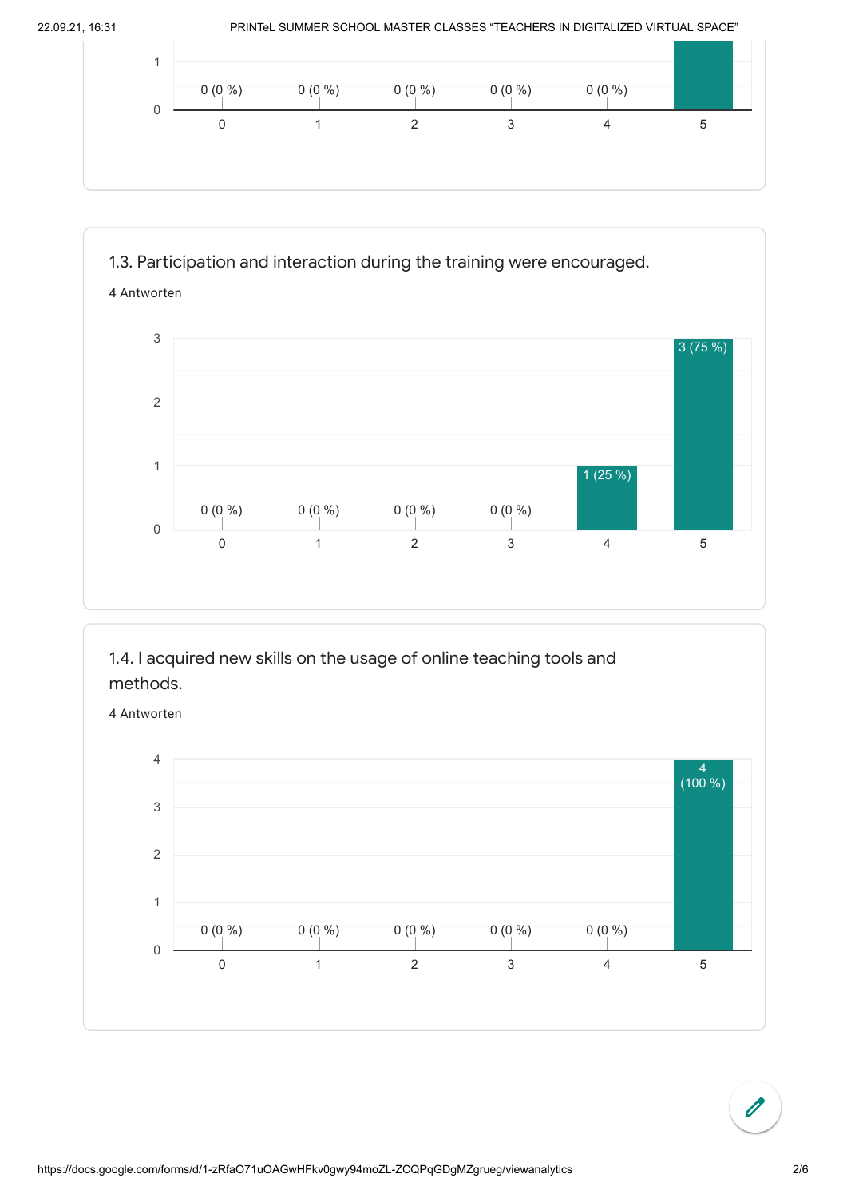| Rating | 0 | 1 | 2 | 3 | 4 | 5 |
|---|---|---|---|---|---|---|
| Responses | 0 (0 %) | 0 (0 %) | 0 (0 %) | 0 (0 %) | 0 (0 %) | |

### 1.3. Participation and interaction during the training were encouraged.

4 Antworten

| Rating | 0 | 1 | 2 | 3 | 4 | 5 |
|---|---|---|---|---|---|---|
| Responses | 0 (0 %) | 0 (0 %) | 0 (0 %) | 0 (0 %) | 1 (25 %) | 3 (75 %) |

### 1.4. I acquired new skills on the usage of online teaching tools and methods.

4 Antworten

| Rating | 0 | 1 | 2 | 3 | 4 | 5 |
|---|---|---|---|---|---|---|
| Responses | 0 (0 %) | 0 (0 %) | 0 (0 %) | 0 (0 %) | 0 (0 %) | 4 (100 %) |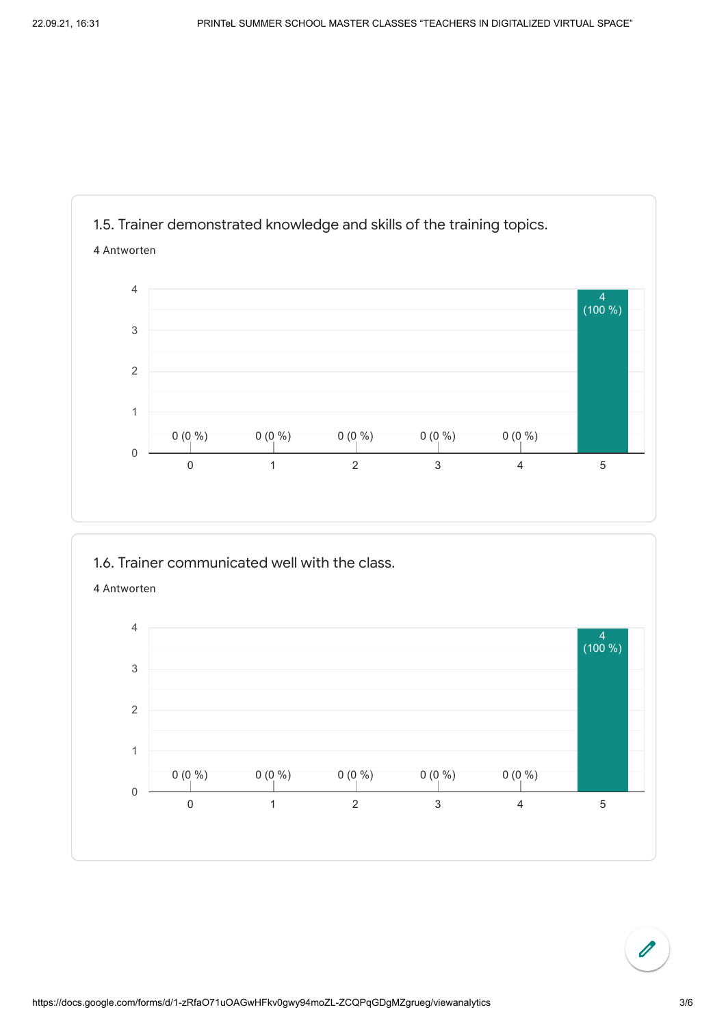1.5. Trainer demonstrated knowledge and skills of the training topics.

4 Antworten

| Rating | Responses |
|---|---|
| 0 | 0 (0 %) |
| 1 | 0 (0 %) |
| 2 | 0 (0 %) |
| 3 | 0 (0 %) |
| 4 | 0 (0 %) |
| 5 | 4 (100 %) |

1.6. Trainer communicated well with the class.

4 Antworten

| Rating | Responses |
|---|---|
| 0 | 0 (0 %) |
| 1 | 0 (0 %) |
| 2 | 0 (0 %) |
| 3 | 0 (0 %) |
| 4 | 0 (0 %) |
| 5 | 4 (100 %) |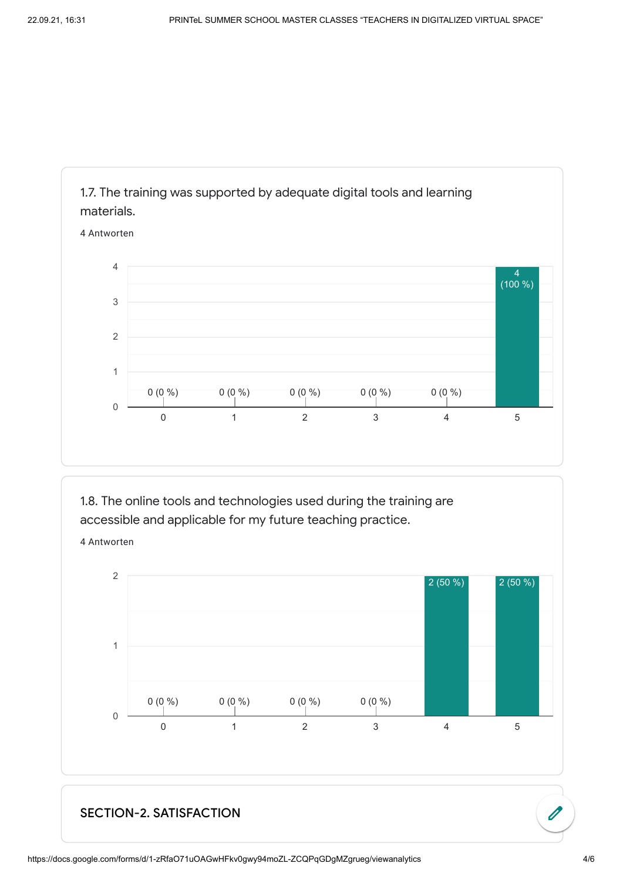1.7. The training was supported by adequate digital tools and learning materials.

4 Antworten

| Rating | Responses |
|---|---|
| 0 | 0 (0 %) |
| 1 | 0 (0 %) |
| 2 | 0 (0 %) |
| 3 | 0 (0 %) |
| 4 | 0 (0 %) |
| 5 | 4 (100 %) |

1.8. The online tools and technologies used during the training are accessible and applicable for my future teaching practice.

4 Antworten

| Rating | Responses |
|---|---|
| 0 | 0 (0 %) |
| 1 | 0 (0 %) |
| 2 | 0 (0 %) |
| 3 | 0 (0 %) |
| 4 | 2 (50 %) |
| 5 | 2 (50 %) |

## SECTION-2. SATISFACTION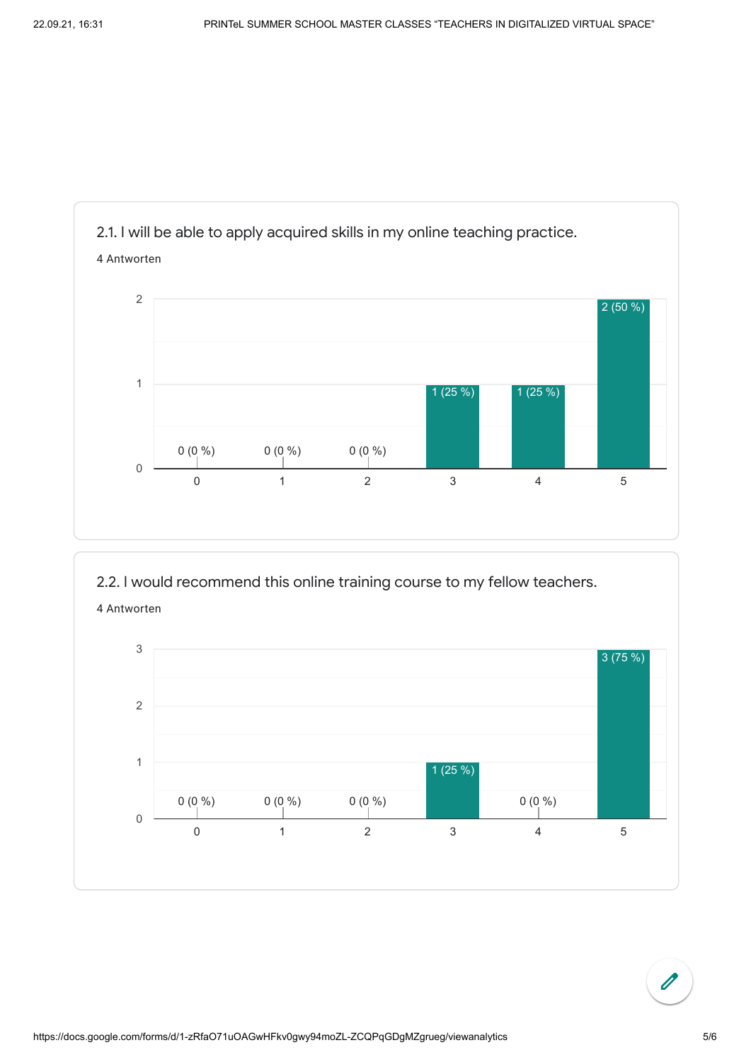## 2.1. I will be able to apply acquired skills in my online teaching practice.

4 Antworten

| Rating | Responses |
|---|---|
| 0 | 0 (0 %) |
| 1 | 0 (0 %) |
| 2 | 0 (0 %) |
| 3 | 1 (25 %) |
| 4 | 1 (25 %) |
| 5 | 2 (50 %) |

## 2.2. I would recommend this online training course to my fellow teachers.

4 Antworten

| Rating | Responses |
|---|---|
| 0 | 0 (0 %) |
| 1 | 0 (0 %) |
| 2 | 0 (0 %) |
| 3 | 1 (25 %) |
| 4 | 0 (0 %) |
| 5 | 3 (75 %) |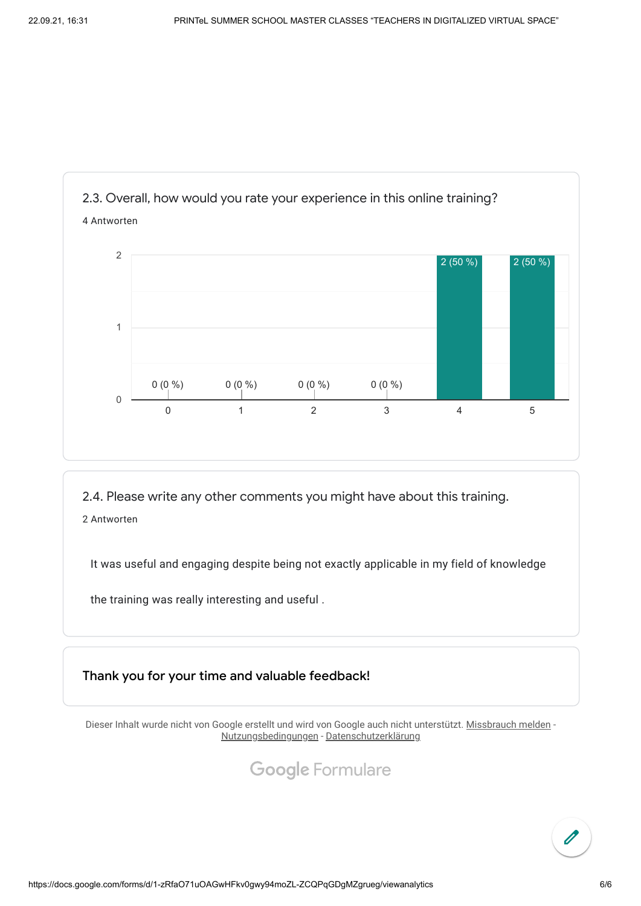2.3. Overall, how would you rate your experience in this online training?

4 Antworten

2

1

0

0 (0 %)
0 (0 %)
0 (0 %)
0 (0 %)
2 (50 %)
2 (50 %)

0
1
2
3
4
5

2.4. Please write any other comments you might have about this training.

2 Antworten

It was useful and engaging despite being not exactly applicable in my field of knowledge

the training was really interesting and useful .

**Thank you for your time and valuable feedback!**

Dieser Inhalt wurde nicht von Google erstellt und wird von Google auch nicht unterstützt. Missbrauch melden - Nutzungsbedingungen - Datenschutzerklärung

Google Formulare